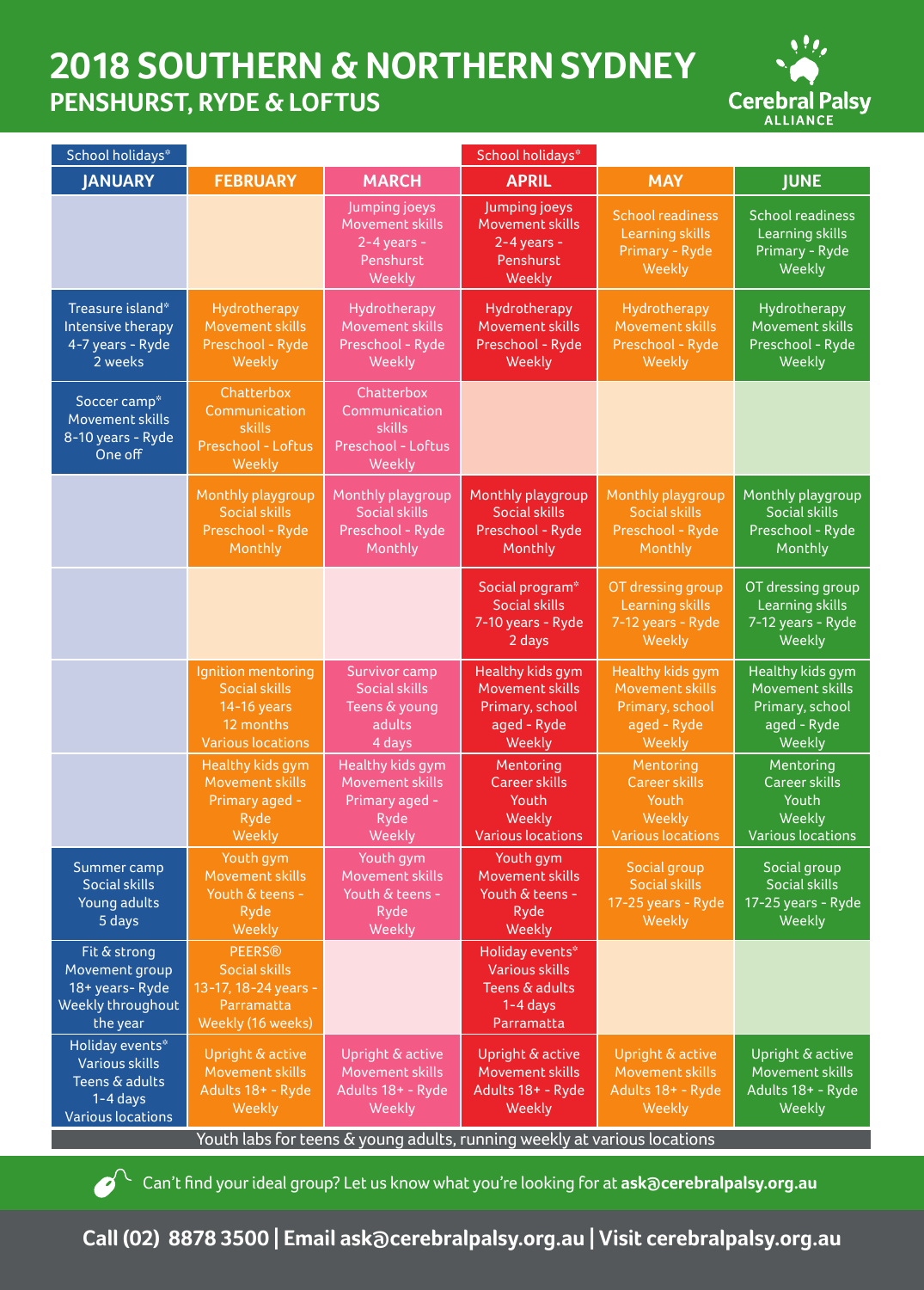# 2018 SOUTHERN & NORTHERN SYDNEY

## PENSHURST, RYDE & LOFTUS

Cerebral Palsy ALLIANCE

| School holidays* | | | School holidays* | | |
|---|---|---|---|---|---|
| **JANUARY** | **FEBRUARY** | **MARCH** | **APRIL** | **MAY** | **JUNE** |
| | | Jumping joeys Movement skills 2-4 years - Penshurst Weekly | Jumping joeys Movement skills 2-4 years - Penshurst Weekly | School readiness Learning skills Primary - Ryde Weekly | School readiness Learning skills Primary - Ryde Weekly |
| Treasure island* Intensive therapy 4-7 years - Ryde 2 weeks | Hydrotherapy Movement skills Preschool - Ryde Weekly | Hydrotherapy Movement skills Preschool - Ryde Weekly | Hydrotherapy Movement skills Preschool - Ryde Weekly | Hydrotherapy Movement skills Preschool - Ryde Weekly | Hydrotherapy Movement skills Preschool - Ryde Weekly |
| Soccer camp* Movement skills 8-10 years - Ryde One off | Chatterbox Communication skills Preschool - Loftus Weekly | Chatterbox Communication skills Preschool - Loftus Weekly | | | |
| | Monthly playgroup Social skills Preschool - Ryde Monthly | Monthly playgroup Social skills Preschool - Ryde Monthly | Monthly playgroup Social skills Preschool - Ryde Monthly | Monthly playgroup Social skills Preschool - Ryde Monthly | Monthly playgroup Social skills Preschool - Ryde Monthly |
| | | | Social program* Social skills 7-10 years - Ryde 2 days | OT dressing group Learning skills 7-12 years - Ryde Weekly | OT dressing group Learning skills 7-12 years - Ryde Weekly |
| | Ignition mentoring Social skills 14-16 years 12 months Various locations | Survivor camp Social skills Teens & young adults 4 days | Healthy kids gym Movement skills Primary, school aged - Ryde Weekly | Healthy kids gym Movement skills Primary, school aged - Ryde Weekly | Healthy kids gym Movement skills Primary, school aged - Ryde Weekly |
| | Healthy kids gym Movement skills Primary aged - Ryde Weekly | Healthy kids gym Movement skills Primary aged - Ryde Weekly | Mentoring Career skills Youth Weekly Various locations | Mentoring Career skills Youth Weekly Various locations | Mentoring Career skills Youth Weekly Various locations |
| Summer camp Social skills Young adults 5 days | Youth gym Movement skills Youth & teens - Ryde Weekly | Youth gym Movement skills Youth & teens - Ryde Weekly | Youth gym Movement skills Youth & teens - Ryde Weekly | Social group Social skills 17-25 years - Ryde Weekly | Social group Social skills 17-25 years - Ryde Weekly |
| Fit & strong Movement group 18+ years- Ryde Weekly throughout the year | PEERS® Social skills 13-17, 18-24 years - Parramatta Weekly (16 weeks) | | Holiday events* Various skills Teens & adults 1-4 days Parramatta | | |
| Holiday events* Various skills Teens & adults 1-4 days Various locations | Upright & active Movement skills Adults 18+ - Ryde Weekly | Upright & active Movement skills Adults 18+ - Ryde Weekly | Upright & active Movement skills Adults 18+ - Ryde Weekly | Upright & active Movement skills Adults 18+ - Ryde Weekly | Upright & active Movement skills Adults 18+ - Ryde Weekly |

Youth labs for teens & young adults, running weekly at various locations

Can't find your ideal group? Let us know what you're looking for at **ask@cerebralpalsy.org.au**

**Call (02) 8878 3500 | Email ask@cerebralpalsy.org.au | Visit cerebralpalsy.org.au**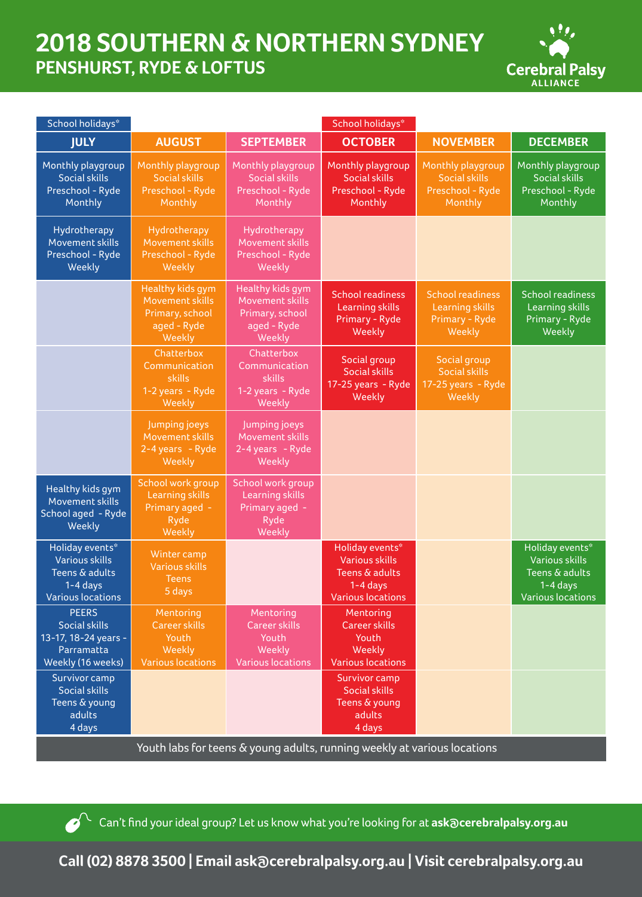# 2018 SOUTHERN & NORTHERN SYDNEY

## PENSHURST, RYDE & LOFTUS

Cerebral Palsy ALLIANCE

| School holidays* | | | School holidays* | | |
|---|---|---|---|---|---|
| **JULY** | **AUGUST** | **SEPTEMBER** | **OCTOBER** | **NOVEMBER** | **DECEMBER** |
| Monthly playgroup Social skills Preschool - Ryde Monthly | Monthly playgroup Social skills Preschool - Ryde Monthly | Monthly playgroup Social skills Preschool - Ryde Monthly | Monthly playgroup Social skills Preschool - Ryde Monthly | Monthly playgroup Social skills Preschool - Ryde Monthly | Monthly playgroup Social skills Preschool - Ryde Monthly |
| Hydrotherapy Movement skills Preschool - Ryde Weekly | Hydrotherapy Movement skills Preschool - Ryde Weekly | Hydrotherapy Movement skills Preschool - Ryde Weekly | | | |
| | Healthy kids gym Movement skills Primary, school aged - Ryde Weekly | Healthy kids gym Movement skills Primary, school aged - Ryde Weekly | School readiness Learning skills Primary - Ryde Weekly | School readiness Learning skills Primary - Ryde Weekly | School readiness Learning skills Primary - Ryde Weekly |
| | Chatterbox Communication skills 1-2 years - Ryde Weekly | Chatterbox Communication skills 1-2 years - Ryde Weekly | Social group Social skills 17-25 years - Ryde Weekly | Social group Social skills 17-25 years - Ryde Weekly | |
| | Jumping joeys Movement skills 2-4 years - Ryde Weekly | Jumping joeys Movement skills 2-4 years - Ryde Weekly | | | |
| Healthy kids gym Movement skills School aged - Ryde Weekly | School work group Learning skills Primary aged - Ryde Weekly | School work group Learning skills Primary aged - Ryde Weekly | | | |
| Holiday events* Various skills Teens & adults 1-4 days Various locations | Winter camp Various skills Teens 5 days | | Holiday events* Various skills Teens & adults 1-4 days Various locations | | Holiday events* Various skills Teens & adults 1-4 days Various locations |
| PEERS Social skills 13-17, 18-24 years - Parramatta Weekly (16 weeks) | Mentoring Career skills Youth Weekly Various locations | Mentoring Career skills Youth Weekly Various locations | Mentoring Career skills Youth Weekly Various locations | | |
| Survivor camp Social skills Teens & young adults 4 days | | | Survivor camp Social skills Teens & young adults 4 days | | |
| Youth labs for teens & young adults, running weekly at various locations | | | | | |

Can't find your ideal group? Let us know what you're looking for at **ask@cerebralpalsy.org.au**

**Call (02) 8878 3500 | Email ask@cerebralpalsy.org.au | Visit cerebralpalsy.org.au**